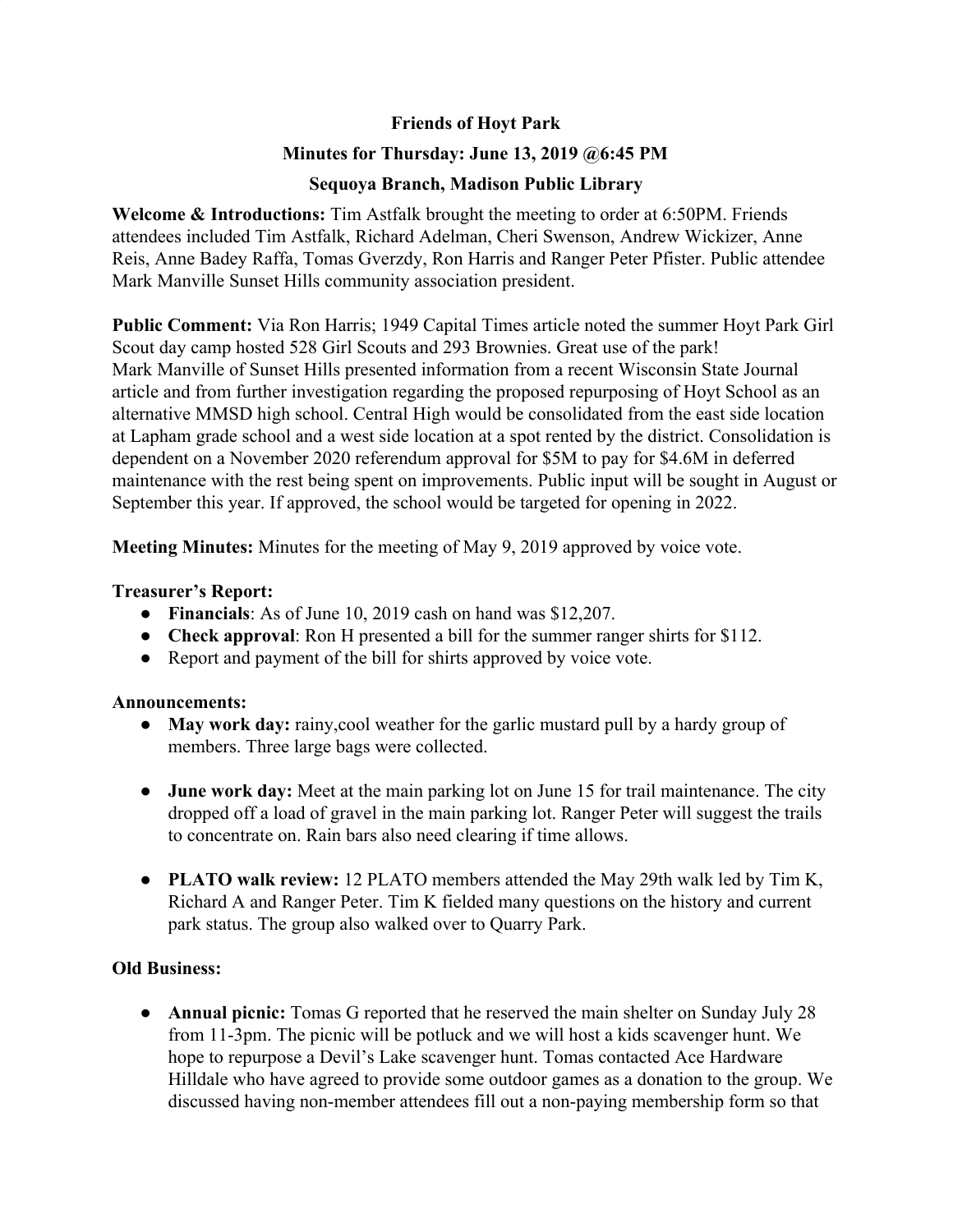**Friends of Hoyt Park**

**Minutes for Thursday: June 13, 2019 @6:45 PM**

**Sequoya Branch, Madison Public Library**

**Welcome & Introductions:** Tim Astfalk brought the meeting to order at 6:50PM. Friends attendees included Tim Astfalk, Richard Adelman, Cheri Swenson, Andrew Wickizer, Anne Reis, Anne Badey Raffa, Tomas Gverzdy, Ron Harris and Ranger Peter Pfister. Public attendee Mark Manville Sunset Hills community association president.

**Public Comment:** Via Ron Harris; 1949 Capital Times article noted the summer Hoyt Park Girl Scout day camp hosted 528 Girl Scouts and 293 Brownies. Great use of the park!
Mark Manville of Sunset Hills presented information from a recent Wisconsin State Journal article and from further investigation regarding the proposed repurposing of Hoyt School as an alternative MMSD high school. Central High would be consolidated from the east side location at Lapham grade school and a west side location at a spot rented by the district. Consolidation is dependent on a November 2020 referendum approval for $5M to pay for $4.6M in deferred maintenance with the rest being spent on improvements. Public input will be sought in August or September this year. If approved, the school would be targeted for opening in 2022.

**Meeting Minutes:** Minutes for the meeting of May 9, 2019 approved by voice vote.

**Treasurer's Report:**

- **Financials**: As of June 10, 2019 cash on hand was $12,207.
- **Check approval**: Ron H presented a bill for the summer ranger shirts for $112.
- Report and payment of the bill for shirts approved by voice vote.

**Announcements:**

- **May work day:** rainy,cool weather for the garlic mustard pull by a hardy group of members. Three large bags were collected.

- **June work day:** Meet at the main parking lot on June 15 for trail maintenance. The city dropped off a load of gravel in the main parking lot. Ranger Peter will suggest the trails to concentrate on. Rain bars also need clearing if time allows.

- **PLATO walk review:** 12 PLATO members attended the May 29th walk led by Tim K, Richard A and Ranger Peter. Tim K fielded many questions on the history and current park status. The group also walked over to Quarry Park.

**Old Business:**

- **Annual picnic:** Tomas G reported that he reserved the main shelter on Sunday July 28 from 11-3pm. The picnic will be potluck and we will host a kids scavenger hunt. We hope to repurpose a Devil's Lake scavenger hunt. Tomas contacted Ace Hardware Hilldale who have agreed to provide some outdoor games as a donation to the group. We discussed having non-member attendees fill out a non-paying membership form so that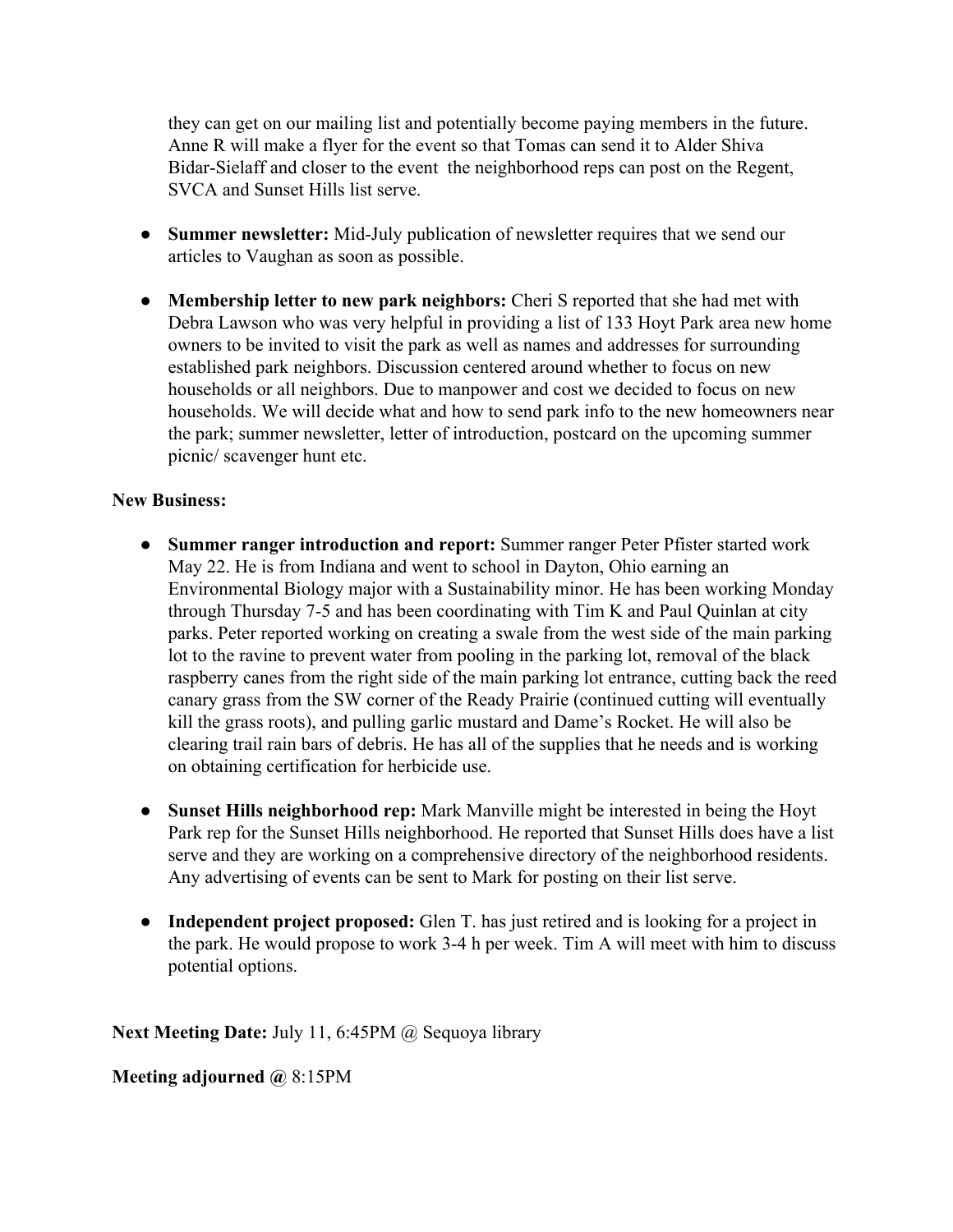they can get on our mailing list and potentially become paying members in the future. Anne R will make a flyer for the event so that Tomas can send it to Alder Shiva Bidar-Sielaff and closer to the event the neighborhood reps can post on the Regent, SVCA and Sunset Hills list serve.

- **Summer newsletter:** Mid-July publication of newsletter requires that we send our articles to Vaughan as soon as possible.

- **Membership letter to new park neighbors:** Cheri S reported that she had met with Debra Lawson who was very helpful in providing a list of 133 Hoyt Park area new home owners to be invited to visit the park as well as names and addresses for surrounding established park neighbors. Discussion centered around whether to focus on new households or all neighbors. Due to manpower and cost we decided to focus on new households. We will decide what and how to send park info to the new homeowners near the park; summer newsletter, letter of introduction, postcard on the upcoming summer picnic/ scavenger hunt etc.

**New Business:**

- **Summer ranger introduction and report:** Summer ranger Peter Pfister started work May 22. He is from Indiana and went to school in Dayton, Ohio earning an Environmental Biology major with a Sustainability minor. He has been working Monday through Thursday 7-5 and has been coordinating with Tim K and Paul Quinlan at city parks. Peter reported working on creating a swale from the west side of the main parking lot to the ravine to prevent water from pooling in the parking lot, removal of the black raspberry canes from the right side of the main parking lot entrance, cutting back the reed canary grass from the SW corner of the Ready Prairie (continued cutting will eventually kill the grass roots), and pulling garlic mustard and Dame's Rocket. He will also be clearing trail rain bars of debris. He has all of the supplies that he needs and is working on obtaining certification for herbicide use.

- **Sunset Hills neighborhood rep:** Mark Manville might be interested in being the Hoyt Park rep for the Sunset Hills neighborhood. He reported that Sunset Hills does have a list serve and they are working on a comprehensive directory of the neighborhood residents. Any advertising of events can be sent to Mark for posting on their list serve.

- **Independent project proposed:** Glen T. has just retired and is looking for a project in the park. He would propose to work 3-4 h per week. Tim A will meet with him to discuss potential options.

**Next Meeting Date:** July 11, 6:45PM @ Sequoya library

**Meeting adjourned @** 8:15PM